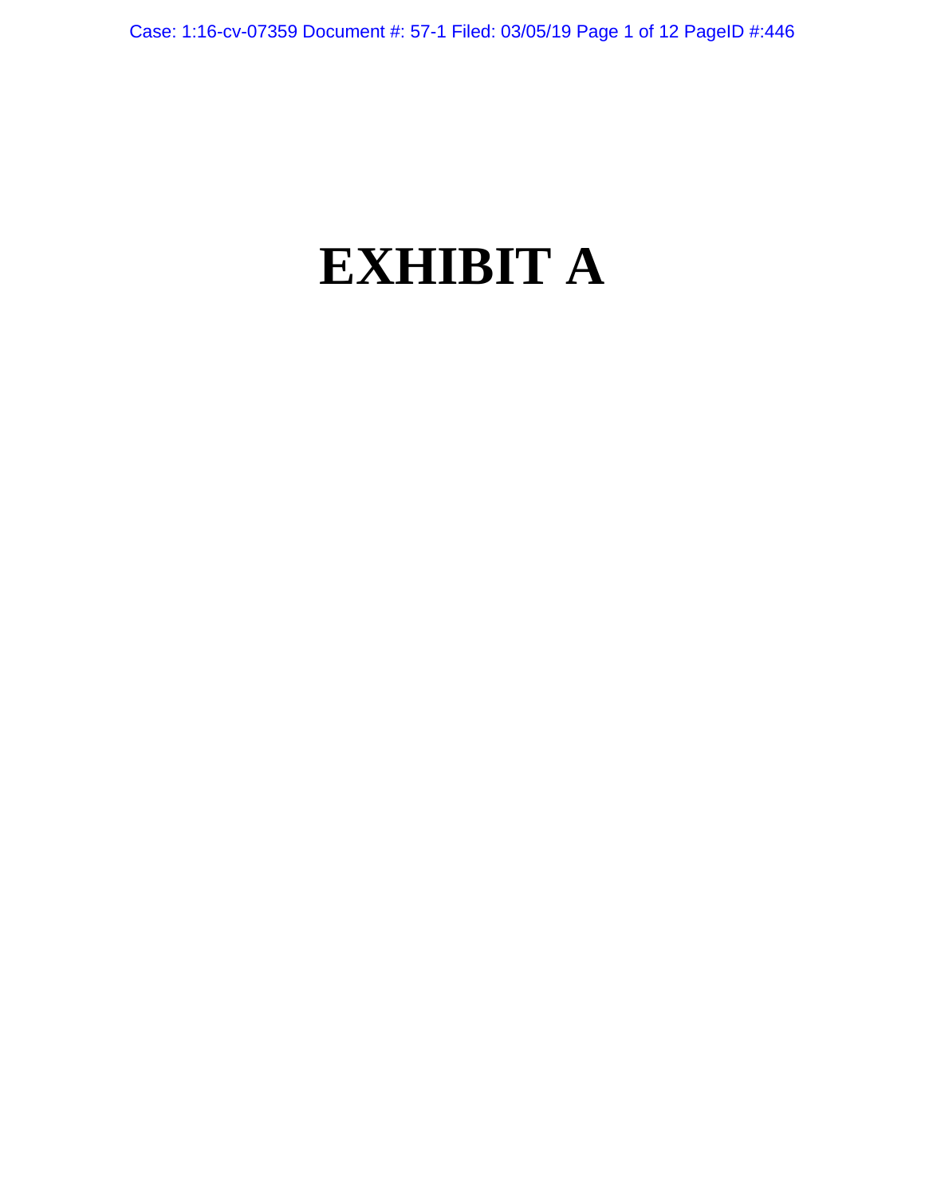# EXHIBIT A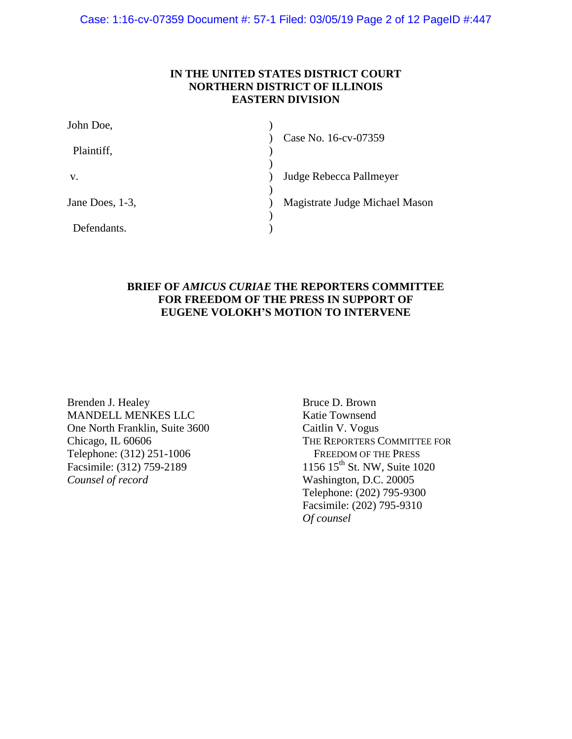**IN THE UNITED STATES DISTRICT COURT**
**NORTHERN DISTRICT OF ILLINOIS**
**EASTERN DIVISION**

| | | |
|---|---|---|
| John Doe, | ) | |
| | ) | Case No. 16-cv-07359 |
| Plaintiff, | ) | |
| | ) | |
| v. | ) | Judge Rebecca Pallmeyer |
| | ) | |
| Jane Does, 1-3, | ) | Magistrate Judge Michael Mason |
| | ) | |
| Defendants. | ) | |

**BRIEF OF *AMICUS CURIAE* THE REPORTERS COMMITTEE FOR FREEDOM OF THE PRESS IN SUPPORT OF EUGENE VOLOKH'S MOTION TO INTERVENE**

Brenden J. Healey
MANDELL MENKES LLC
One North Franklin, Suite 3600
Chicago, IL 60606
Telephone: (312) 251-1006
Facsimile: (312) 759-2189
*Counsel of record*

Bruce D. Brown
Katie Townsend
Caitlin V. Vogus
THE REPORTERS COMMITTEE FOR FREEDOM OF THE PRESS
1156 15th St. NW, Suite 1020
Washington, D.C. 20005
Telephone: (202) 795-9300
Facsimile: (202) 795-9310
*Of counsel*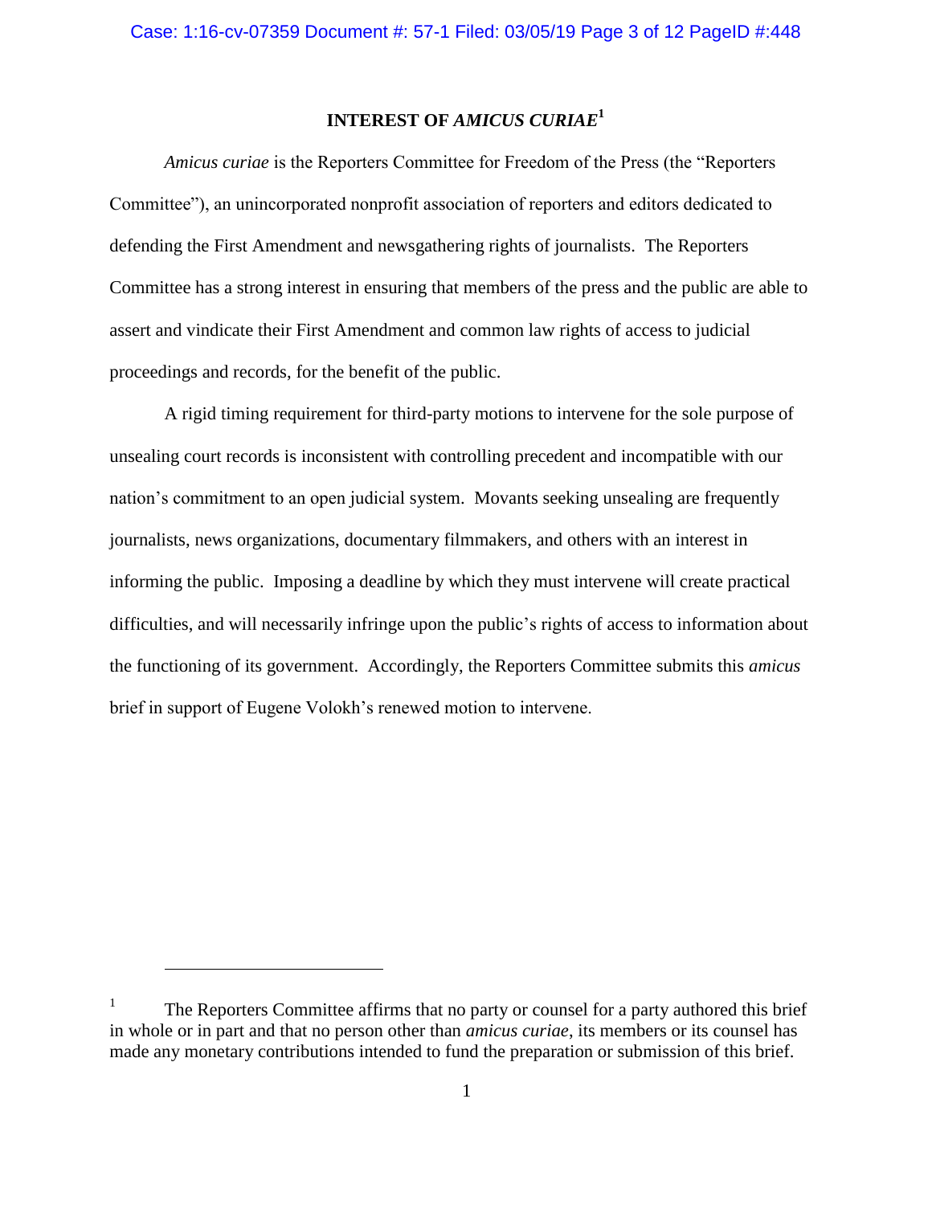# INTEREST OF *AMICUS CURIAE*[1]

*Amicus curiae* is the Reporters Committee for Freedom of the Press (the "Reporters Committee"), an unincorporated nonprofit association of reporters and editors dedicated to defending the First Amendment and newsgathering rights of journalists. The Reporters Committee has a strong interest in ensuring that members of the press and the public are able to assert and vindicate their First Amendment and common law rights of access to judicial proceedings and records, for the benefit of the public.

A rigid timing requirement for third-party motions to intervene for the sole purpose of unsealing court records is inconsistent with controlling precedent and incompatible with our nation's commitment to an open judicial system. Movants seeking unsealing are frequently journalists, news organizations, documentary filmmakers, and others with an interest in informing the public. Imposing a deadline by which they must intervene will create practical difficulties, and will necessarily infringe upon the public's rights of access to information about the functioning of its government. Accordingly, the Reporters Committee submits this *amicus* brief in support of Eugene Volokh's renewed motion to intervene.

---

[1] The Reporters Committee affirms that no party or counsel for a party authored this brief in whole or in part and that no person other than *amicus curiae*, its members or its counsel has made any monetary contributions intended to fund the preparation or submission of this brief.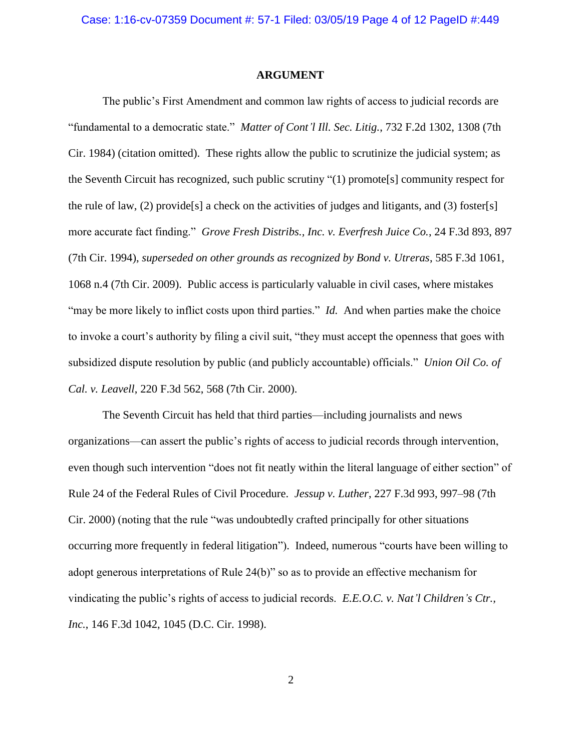## ARGUMENT

The public's First Amendment and common law rights of access to judicial records are "fundamental to a democratic state." *Matter of Cont'l Ill. Sec. Litig.*, 732 F.2d 1302, 1308 (7th Cir. 1984) (citation omitted). These rights allow the public to scrutinize the judicial system; as the Seventh Circuit has recognized, such public scrutiny "(1) promote[s] community respect for the rule of law, (2) provide[s] a check on the activities of judges and litigants, and (3) foster[s] more accurate fact finding." *Grove Fresh Distribs., Inc. v. Everfresh Juice Co.*, 24 F.3d 893, 897 (7th Cir. 1994), *superseded on other grounds as recognized by Bond v. Utreras*, 585 F.3d 1061, 1068 n.4 (7th Cir. 2009). Public access is particularly valuable in civil cases, where mistakes "may be more likely to inflict costs upon third parties." *Id.* And when parties make the choice to invoke a court's authority by filing a civil suit, "they must accept the openness that goes with subsidized dispute resolution by public (and publicly accountable) officials." *Union Oil Co. of Cal. v. Leavell*, 220 F.3d 562, 568 (7th Cir. 2000).

The Seventh Circuit has held that third parties—including journalists and news organizations—can assert the public's rights of access to judicial records through intervention, even though such intervention "does not fit neatly within the literal language of either section" of Rule 24 of the Federal Rules of Civil Procedure. *Jessup v. Luther*, 227 F.3d 993, 997–98 (7th Cir. 2000) (noting that the rule "was undoubtedly crafted principally for other situations occurring more frequently in federal litigation"). Indeed, numerous "courts have been willing to adopt generous interpretations of Rule 24(b)" so as to provide an effective mechanism for vindicating the public's rights of access to judicial records. *E.E.O.C. v. Nat'l Children's Ctr., Inc.*, 146 F.3d 1042, 1045 (D.C. Cir. 1998).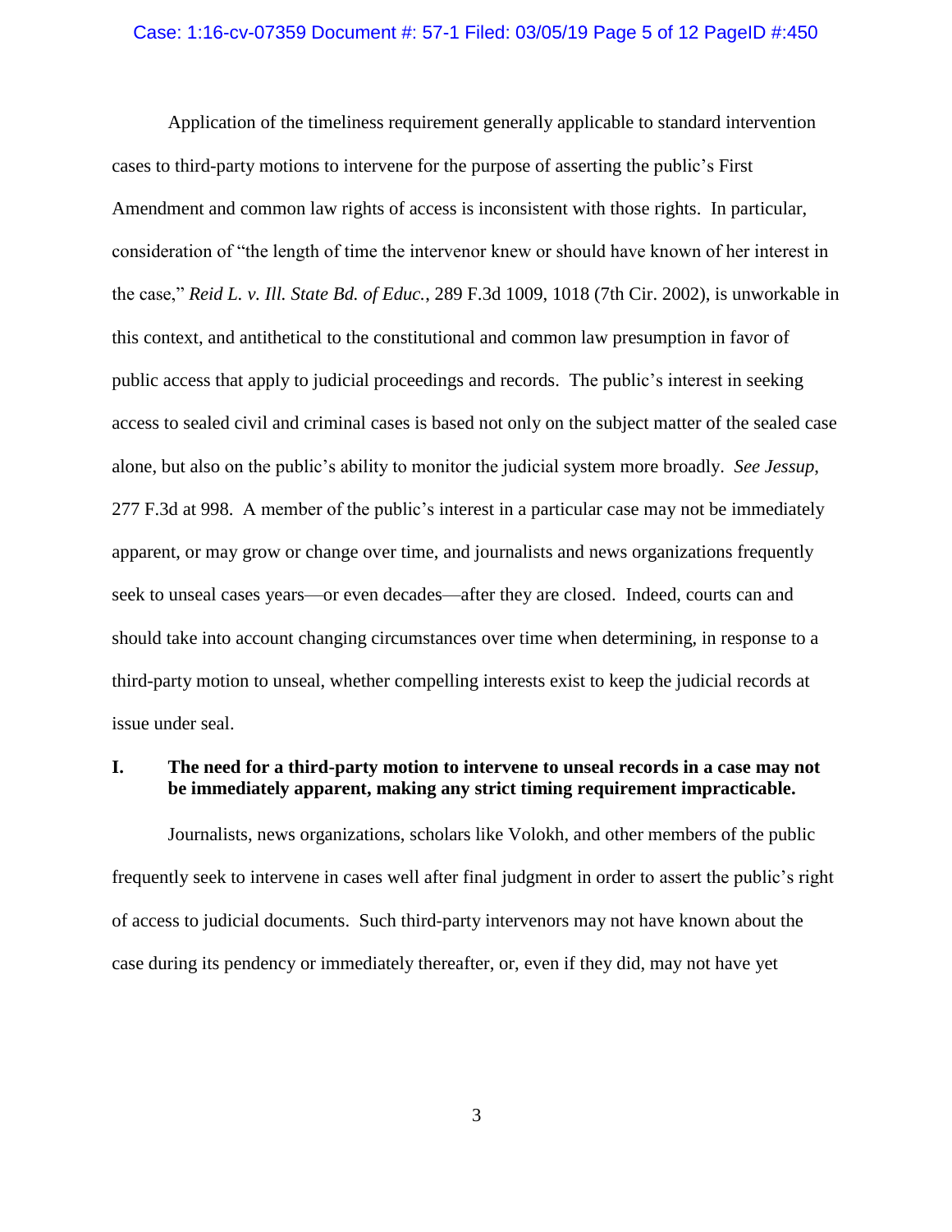Application of the timeliness requirement generally applicable to standard intervention cases to third-party motions to intervene for the purpose of asserting the public's First Amendment and common law rights of access is inconsistent with those rights. In particular, consideration of "the length of time the intervenor knew or should have known of her interest in the case," *Reid L. v. Ill. State Bd. of Educ.*, 289 F.3d 1009, 1018 (7th Cir. 2002), is unworkable in this context, and antithetical to the constitutional and common law presumption in favor of public access that apply to judicial proceedings and records. The public's interest in seeking access to sealed civil and criminal cases is based not only on the subject matter of the sealed case alone, but also on the public's ability to monitor the judicial system more broadly. *See Jessup*, 277 F.3d at 998. A member of the public's interest in a particular case may not be immediately apparent, or may grow or change over time, and journalists and news organizations frequently seek to unseal cases years—or even decades—after they are closed. Indeed, courts can and should take into account changing circumstances over time when determining, in response to a third-party motion to unseal, whether compelling interests exist to keep the judicial records at issue under seal.

## I. The need for a third-party motion to intervene to unseal records in a case may not be immediately apparent, making any strict timing requirement impracticable.

Journalists, news organizations, scholars like Volokh, and other members of the public frequently seek to intervene in cases well after final judgment in order to assert the public's right of access to judicial documents. Such third-party intervenors may not have known about the case during its pendency or immediately thereafter, or, even if they did, may not have yet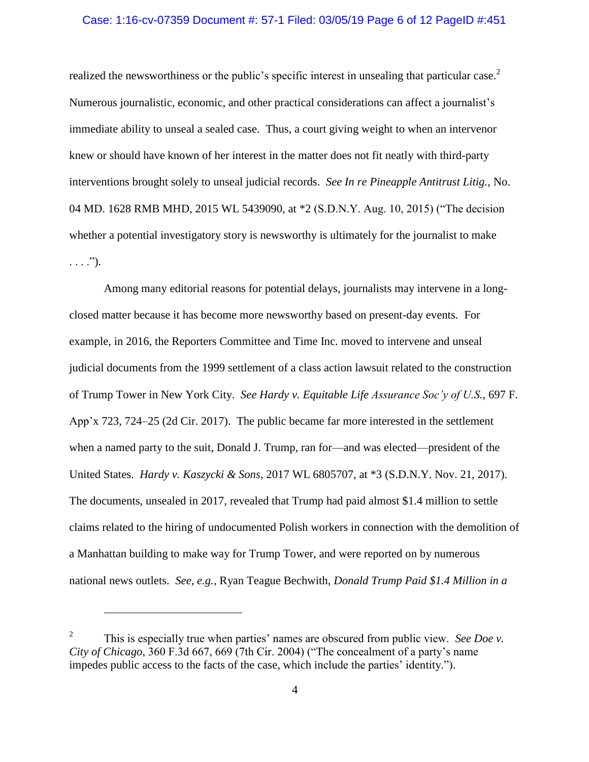realized the newsworthiness or the public's specific interest in unsealing that particular case.[2] Numerous journalistic, economic, and other practical considerations can affect a journalist's immediate ability to unseal a sealed case. Thus, a court giving weight to when an intervenor knew or should have known of her interest in the matter does not fit neatly with third-party interventions brought solely to unseal judicial records. *See In re Pineapple Antitrust Litig.*, No. 04 MD. 1628 RMB MHD, 2015 WL 5439090, at *2 (S.D.N.Y. Aug. 10, 2015) ("The decision whether a potential investigatory story is newsworthy is ultimately for the journalist to make . . . .").

Among many editorial reasons for potential delays, journalists may intervene in a long-closed matter because it has become more newsworthy based on present-day events. For example, in 2016, the Reporters Committee and Time Inc. moved to intervene and unseal judicial documents from the 1999 settlement of a class action lawsuit related to the construction of Trump Tower in New York City. *See Hardy v. Equitable Life Assurance Soc'y of U.S.*, 697 F. App'x 723, 724–25 (2d Cir. 2017). The public became far more interested in the settlement when a named party to the suit, Donald J. Trump, ran for—and was elected—president of the United States. *Hardy v. Kaszycki & Sons*, 2017 WL 6805707, at *3 (S.D.N.Y. Nov. 21, 2017). The documents, unsealed in 2017, revealed that Trump had paid almost $1.4 million to settle claims related to the hiring of undocumented Polish workers in connection with the demolition of a Manhattan building to make way for Trump Tower, and were reported on by numerous national news outlets. *See, e.g.*, Ryan Teague Bechwith, *Donald Trump Paid $1.4 Million in a*

---

[2] This is especially true when parties' names are obscured from public view. *See Doe v. City of Chicago*, 360 F.3d 667, 669 (7th Cir. 2004) ("The concealment of a party's name impedes public access to the facts of the case, which include the parties' identity.").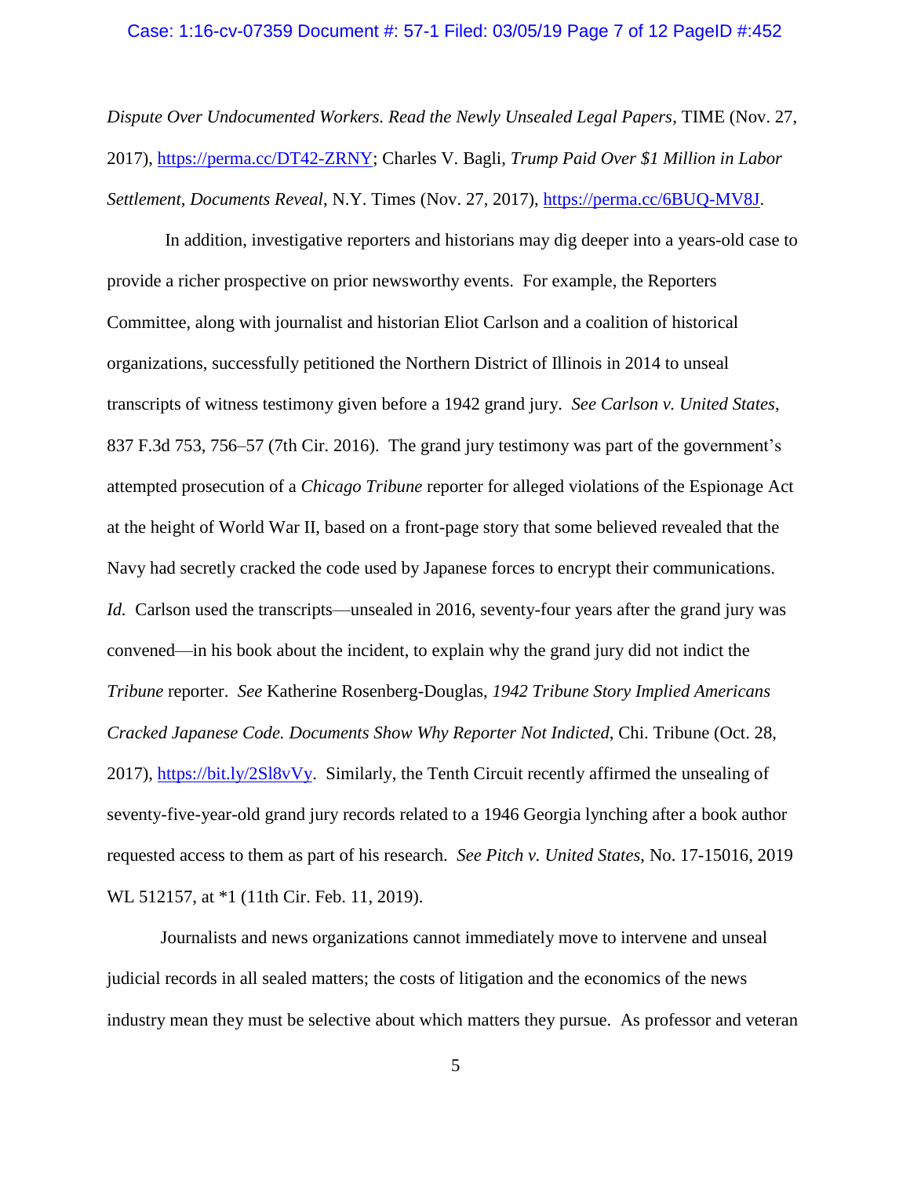*Dispute Over Undocumented Workers. Read the Newly Unsealed Legal Papers*, TIME (Nov. 27, 2017), https://perma.cc/DT42-ZRNY; Charles V. Bagli, *Trump Paid Over $1 Million in Labor Settlement, Documents Reveal*, N.Y. Times (Nov. 27, 2017), https://perma.cc/6BUQ-MV8J.

In addition, investigative reporters and historians may dig deeper into a years-old case to provide a richer prospective on prior newsworthy events. For example, the Reporters Committee, along with journalist and historian Eliot Carlson and a coalition of historical organizations, successfully petitioned the Northern District of Illinois in 2014 to unseal transcripts of witness testimony given before a 1942 grand jury. *See Carlson v. United States*, 837 F.3d 753, 756–57 (7th Cir. 2016). The grand jury testimony was part of the government's attempted prosecution of a *Chicago Tribune* reporter for alleged violations of the Espionage Act at the height of World War II, based on a front-page story that some believed revealed that the Navy had secretly cracked the code used by Japanese forces to encrypt their communications. *Id.* Carlson used the transcripts—unsealed in 2016, seventy-four years after the grand jury was convened—in his book about the incident, to explain why the grand jury did not indict the *Tribune* reporter. *See* Katherine Rosenberg-Douglas, *1942 Tribune Story Implied Americans Cracked Japanese Code. Documents Show Why Reporter Not Indicted*, Chi. Tribune (Oct. 28, 2017), https://bit.ly/2Sl8vVy. Similarly, the Tenth Circuit recently affirmed the unsealing of seventy-five-year-old grand jury records related to a 1946 Georgia lynching after a book author requested access to them as part of his research. *See Pitch v. United States*, No. 17-15016, 2019 WL 512157, at *1 (11th Cir. Feb. 11, 2019).

Journalists and news organizations cannot immediately move to intervene and unseal judicial records in all sealed matters; the costs of litigation and the economics of the news industry mean they must be selective about which matters they pursue. As professor and veteran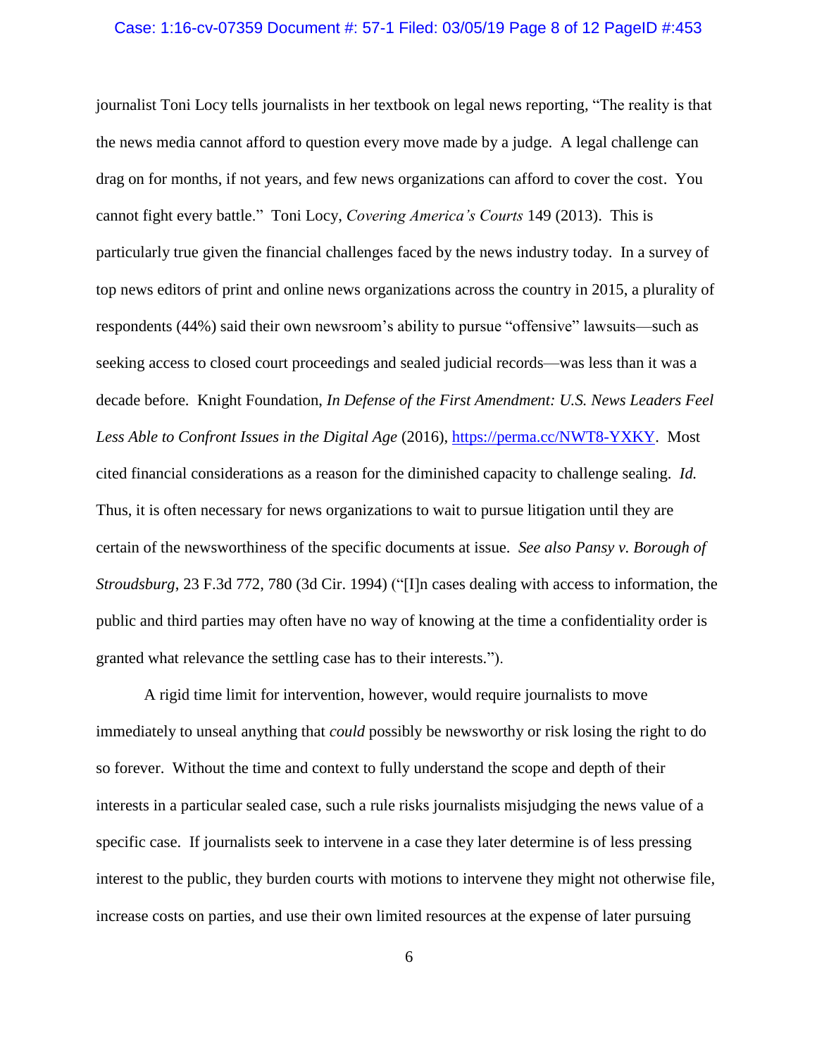journalist Toni Locy tells journalists in her textbook on legal news reporting, "The reality is that the news media cannot afford to question every move made by a judge. A legal challenge can drag on for months, if not years, and few news organizations can afford to cover the cost. You cannot fight every battle." Toni Locy, *Covering America's Courts* 149 (2013). This is particularly true given the financial challenges faced by the news industry today. In a survey of top news editors of print and online news organizations across the country in 2015, a plurality of respondents (44%) said their own newsroom's ability to pursue "offensive" lawsuits—such as seeking access to closed court proceedings and sealed judicial records—was less than it was a decade before. Knight Foundation, *In Defense of the First Amendment: U.S. News Leaders Feel Less Able to Confront Issues in the Digital Age* (2016), https://perma.cc/NWT8-YXKY. Most cited financial considerations as a reason for the diminished capacity to challenge sealing. *Id.* Thus, it is often necessary for news organizations to wait to pursue litigation until they are certain of the newsworthiness of the specific documents at issue. *See also Pansy v. Borough of Stroudsburg*, 23 F.3d 772, 780 (3d Cir. 1994) ("[I]n cases dealing with access to information, the public and third parties may often have no way of knowing at the time a confidentiality order is granted what relevance the settling case has to their interests.").

A rigid time limit for intervention, however, would require journalists to move immediately to unseal anything that *could* possibly be newsworthy or risk losing the right to do so forever. Without the time and context to fully understand the scope and depth of their interests in a particular sealed case, such a rule risks journalists misjudging the news value of a specific case. If journalists seek to intervene in a case they later determine is of less pressing interest to the public, they burden courts with motions to intervene they might not otherwise file, increase costs on parties, and use their own limited resources at the expense of later pursuing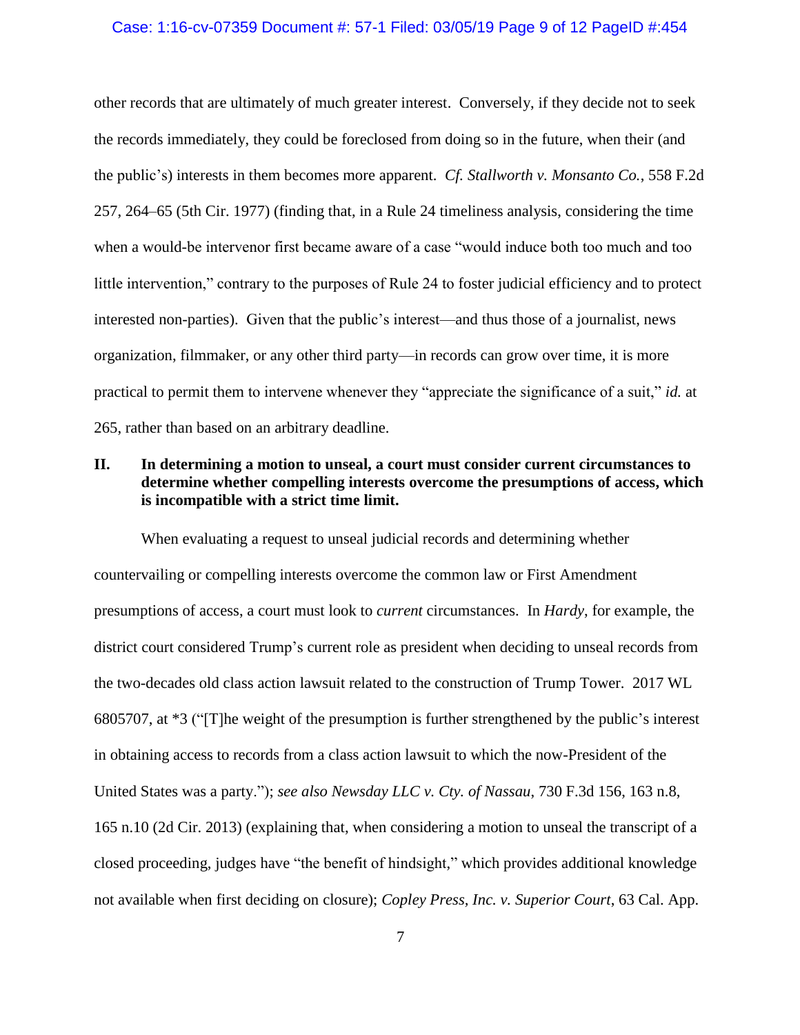other records that are ultimately of much greater interest. Conversely, if they decide not to seek the records immediately, they could be foreclosed from doing so in the future, when their (and the public's) interests in them becomes more apparent. *Cf. Stallworth v. Monsanto Co.*, 558 F.2d 257, 264–65 (5th Cir. 1977) (finding that, in a Rule 24 timeliness analysis, considering the time when a would-be intervenor first became aware of a case "would induce both too much and too little intervention," contrary to the purposes of Rule 24 to foster judicial efficiency and to protect interested non-parties). Given that the public's interest—and thus those of a journalist, news organization, filmmaker, or any other third party—in records can grow over time, it is more practical to permit them to intervene whenever they "appreciate the significance of a suit," *id.* at 265, rather than based on an arbitrary deadline.

## II. In determining a motion to unseal, a court must consider current circumstances to determine whether compelling interests overcome the presumptions of access, which is incompatible with a strict time limit.

When evaluating a request to unseal judicial records and determining whether countervailing or compelling interests overcome the common law or First Amendment presumptions of access, a court must look to *current* circumstances. In *Hardy*, for example, the district court considered Trump's current role as president when deciding to unseal records from the two-decades old class action lawsuit related to the construction of Trump Tower. 2017 WL 6805707, at *3 ("[T]he weight of the presumption is further strengthened by the public's interest in obtaining access to records from a class action lawsuit to which the now-President of the United States was a party."); *see also Newsday LLC v. Cty. of Nassau*, 730 F.3d 156, 163 n.8, 165 n.10 (2d Cir. 2013) (explaining that, when considering a motion to unseal the transcript of a closed proceeding, judges have "the benefit of hindsight," which provides additional knowledge not available when first deciding on closure); *Copley Press, Inc. v. Superior Court*, 63 Cal. App.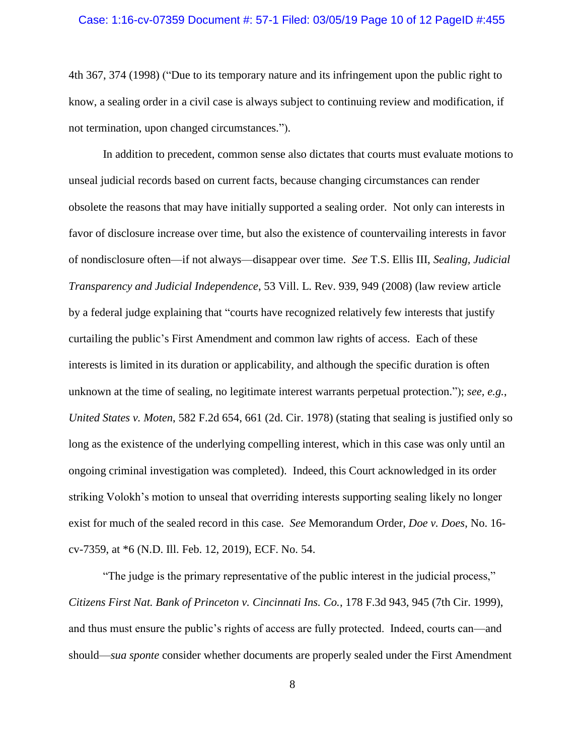4th 367, 374 (1998) ("Due to its temporary nature and its infringement upon the public right to know, a sealing order in a civil case is always subject to continuing review and modification, if not termination, upon changed circumstances.").

In addition to precedent, common sense also dictates that courts must evaluate motions to unseal judicial records based on current facts, because changing circumstances can render obsolete the reasons that may have initially supported a sealing order. Not only can interests in favor of disclosure increase over time, but also the existence of countervailing interests in favor of nondisclosure often—if not always—disappear over time. *See* T.S. Ellis III, *Sealing, Judicial Transparency and Judicial Independence*, 53 Vill. L. Rev. 939, 949 (2008) (law review article by a federal judge explaining that "courts have recognized relatively few interests that justify curtailing the public's First Amendment and common law rights of access. Each of these interests is limited in its duration or applicability, and although the specific duration is often unknown at the time of sealing, no legitimate interest warrants perpetual protection."); *see, e.g.*, *United States v. Moten*, 582 F.2d 654, 661 (2d. Cir. 1978) (stating that sealing is justified only so long as the existence of the underlying compelling interest, which in this case was only until an ongoing criminal investigation was completed). Indeed, this Court acknowledged in its order striking Volokh's motion to unseal that overriding interests supporting sealing likely no longer exist for much of the sealed record in this case. *See* Memorandum Order, *Doe v. Does*, No. 16-cv-7359, at *6 (N.D. Ill. Feb. 12, 2019), ECF. No. 54.

"The judge is the primary representative of the public interest in the judicial process," *Citizens First Nat. Bank of Princeton v. Cincinnati Ins. Co.*, 178 F.3d 943, 945 (7th Cir. 1999), and thus must ensure the public's rights of access are fully protected. Indeed, courts can—and should—*sua sponte* consider whether documents are properly sealed under the First Amendment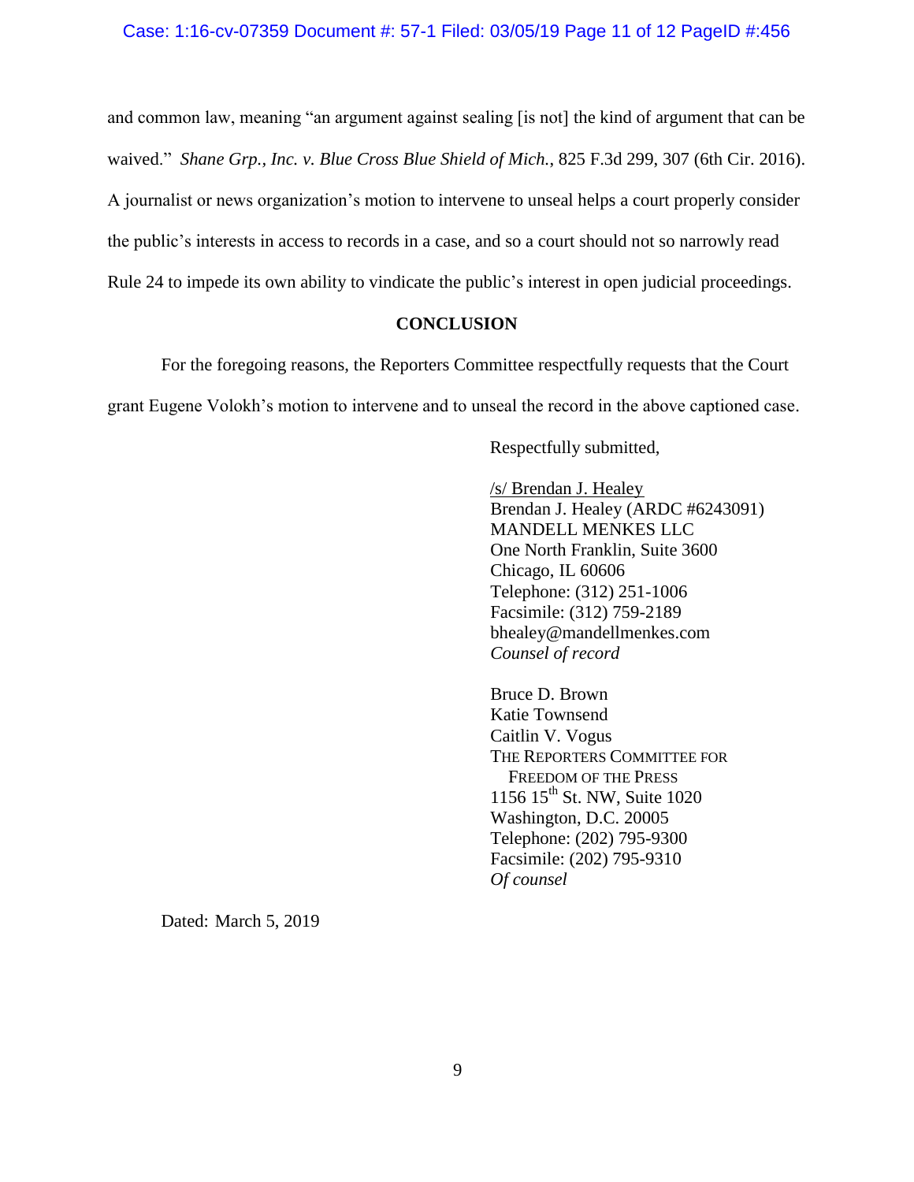and common law, meaning "an argument against sealing [is not] the kind of argument that can be waived." *Shane Grp., Inc. v. Blue Cross Blue Shield of Mich.*, 825 F.3d 299, 307 (6th Cir. 2016). A journalist or news organization's motion to intervene to unseal helps a court properly consider the public's interests in access to records in a case, and so a court should not so narrowly read Rule 24 to impede its own ability to vindicate the public's interest in open judicial proceedings.

## CONCLUSION

For the foregoing reasons, the Reporters Committee respectfully requests that the Court grant Eugene Volokh's motion to intervene and to unseal the record in the above captioned case.

Respectfully submitted,

/s/ Brendan J. Healey
Brendan J. Healey (ARDC #6243091)
MANDELL MENKES LLC
One North Franklin, Suite 3600
Chicago, IL 60606
Telephone: (312) 251-1006
Facsimile: (312) 759-2189
bhealey@mandellmenkes.com
*Counsel of record*

Bruce D. Brown
Katie Townsend
Caitlin V. Vogus
THE REPORTERS COMMITTEE FOR FREEDOM OF THE PRESS
1156 15th St. NW, Suite 1020
Washington, D.C. 20005
Telephone: (202) 795-9300
Facsimile: (202) 795-9310
*Of counsel*

Dated: March 5, 2019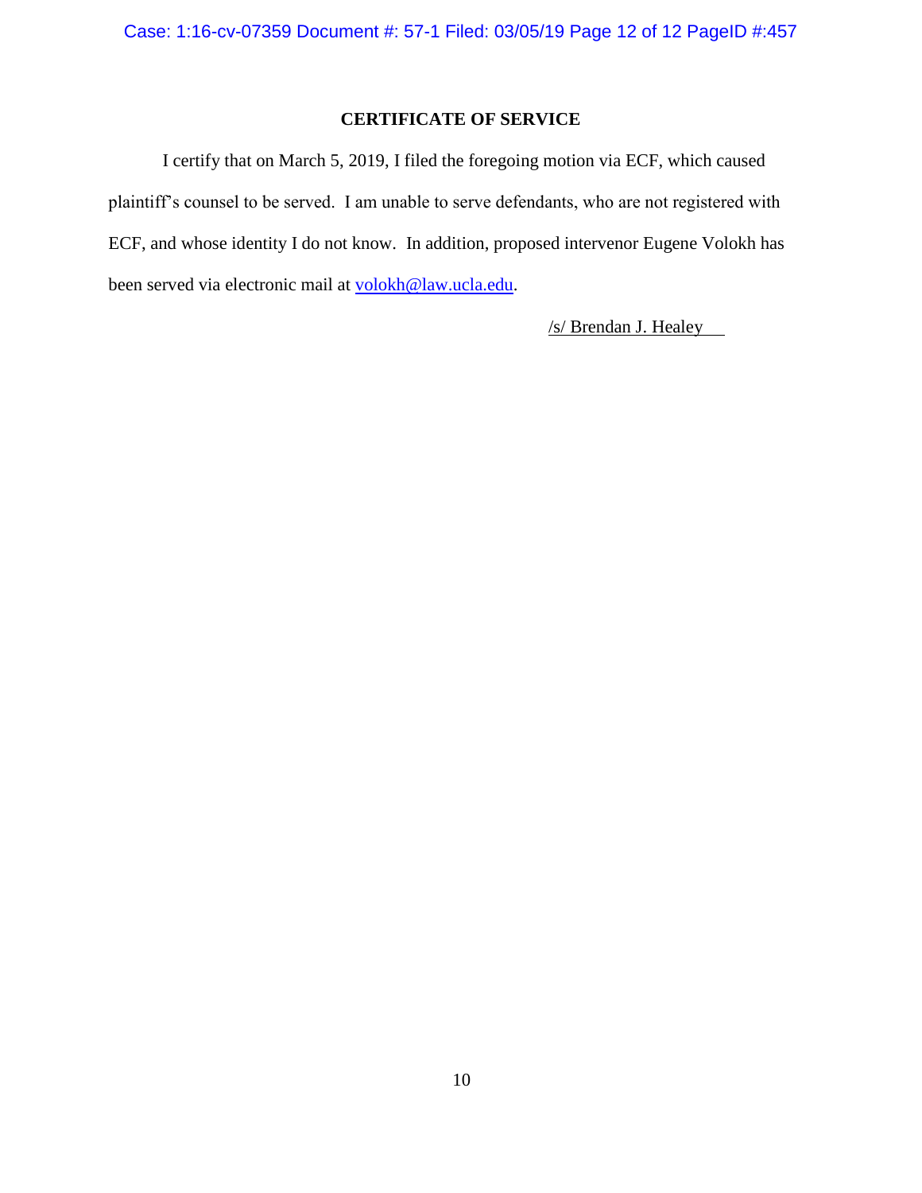## CERTIFICATE OF SERVICE

I certify that on March 5, 2019, I filed the foregoing motion via ECF, which caused plaintiff's counsel to be served. I am unable to serve defendants, who are not registered with ECF, and whose identity I do not know. In addition, proposed intervenor Eugene Volokh has been served via electronic mail at volokh@law.ucla.edu.

/s/ Brendan J. Healey